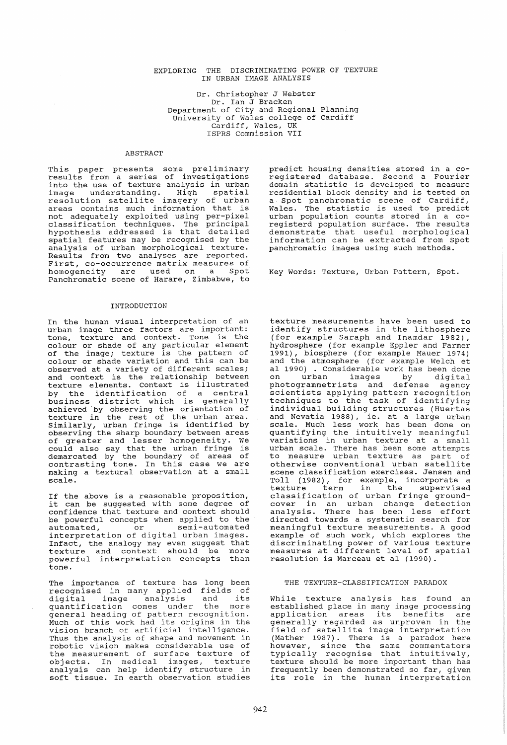# EXPLORING THE DISCRIMINATING POWER OF TEXTURE IN URBAN IMAGE ANALYSIS

Dr. Christopher J Webster
Dr. Ian J Bracken
Department of City and Regional Planning
University of Wales college of Cardiff
Cardiff, Wales, UK
ISPRS Commission VII

## ABSTRACT

This paper presents some preliminary results from a series of investigations into the use of texture analysis in urban image understanding. High spatial resolution satellite imagery of urban areas contains much information that is not adequately exploited using per-pixel classification techniques. The principal hypothesis addressed is that detailed spatial features may be recognised by the analysis of urban morphological texture. Results from two analyses are reported. First, co-occurrence matrix measures of homogeneity are used on a Spot Panchromatic scene of Harare, Zimbabwe, to predict housing densities stored in a co-registered database. Second a Fourier domain statistic is developed to measure residential block density and is tested on a Spot panchromatic scene of Cardiff, Wales. The statistic is used to predict urban population counts stored in a co-registerd population surface. The results demonstrate that useful morphological information can be extracted from Spot panchromatic images using such methods.

Key Words: Texture, Urban Pattern, Spot.

## INTRODUCTION

In the human visual interpretation of an urban image three factors are important: tone, texture and context. Tone is the colour or shade of any particular element of the image; texture is the pattern of colour or shade variation and this can be observed at a variety of different scales; and context is the relationship between texture elements. Context is illustrated by the identification of a central business district which is generally achieved by observing the orientation of texture in the rest of the urban area. Similarly, urban fringe is identified by observing the sharp boundary between areas of greater and lesser homogeneity. We could also say that the urban fringe is demarcated by the boundary of areas of contrasting tone. In this case we are making a textural observation at a small scale.

If the above is a reasonable proposition, it can be suggested with some degree of confidence that texture and context should be powerful concepts when applied to the automated, or semi-automated interpretation of digital urban images. Infact, the analogy may even suggest that texture and context should be more powerful interpretation concepts than tone.

The importance of texture has long been recognised in many applied fields of digital image analysis and its quantification comes under the more general heading of pattern recognition. Much of this work had its origins in the vision branch of artificial intelligence. Thus the analysis of shape and movement in robotic vision makes considerable use of the measurement of surface texture of objects. In medical images, texture analysis can help identify structure in soft tissue. In earth observation studies texture measurements have been used to identify structures in the lithosphere (for example Saraph and Inamdar 1982), hydrosphere (for example Eppler and Farmer 1991), biosphere (for example Mauer 1974) and the atmosphere (for example Welch et al 1990) . Considerable work has been done on urban images by digital photogrammetrists and defense agency scientists applying pattern recognition techniques to the task of identifying individual building structures (Huertas and Nevatia 1988), ie. at a large urban scale. Much less work has been done on quantifying the intuitively meaningful variations in urban texture at a small urban scale. There has been some attempts to measure urban texture as part of otherwise conventional urban satellite scene classification exercises. Jensen and Toll (1982), for example, incorporate a texture term in the supervised classification of urban fringe ground-cover in an urban change detection analysis. There has been less effort directed towards a systematic search for meaningful texture measurements. A good example of such work, which explores the discriminating power of various texture measures at different level of spatial resolution is Marceau et al (1990).

## THE TEXTURE-CLASSIFICATION PARADOX

While texture analysis has found an established place in many image processing application areas its benefits are generally regarded as unproven in the field of satellite image interpretation (Mather 1987). There is a paradox here however, since the same commentators typically recognise that intuitively, texture should be more important than has frequently been demonstrated so far, given its role in the human interpretation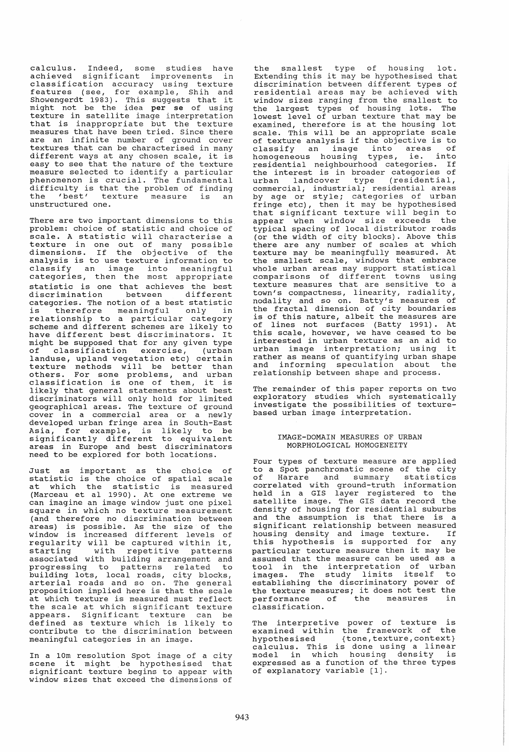calculus. Indeed, some studies have achieved significant improvements in classification accuracy using texture features (see, for example, Shih and Showengerdt 1983). This suggests that it might not be the idea **per se** of using texture in satellite image interpretation that is inappropriate but the texture measures that have been tried. Since there are an infinite number of ground cover textures that can be characterised in many different ways at any chosen scale, it is easy to see that the nature of the texture measure selected to identify a particular phenomenon is crucial. The fundamental difficulty is that the problem of finding the 'best' texture measure is an unstructured one.

There are two important dimensions to this problem: choice of statistic and choice of scale. A statistic will characterise a texture in one out of many possible dimensions. If the objective of the analysis is to use texture information to classify an image into meaningful categories, then the most appropriate statistic is one that achieves the best discrimination between different categories. The notion of a best statistic is therefore meaningful only in relationship to a particular category scheme and different schemes are likely to have different best discriminators. It might be supposed that for any given type of classification exercise, (urban landuse, upland vegetation etc) certain texture methods will be better than others. For some problems, and urban classification is one of them, it is likely that general statements about best discriminators will only hold for limited geographical areas. The texture of ground cover in a commercial area or a newly developed urban fringe area in South-East Asia, for example, is likely to be significantly different to equivalent areas in Europe and best discriminators need to be explored for both locations.

Just as important as the choice of statistic is the choice of spatial scale at which the statistic is measured (Marceau et al 1990). At one extreme we can imagine an image window just one pixel square in which no texture measurement (and therefore no discrimination between areas) is possible. As the size of the window is increased different levels of regularity will be captured within it, starting with repetitive patterns associated with building arrangement and progressing to patterns related to building lots, local roads, city blocks, arterial roads and so on. The general proposition implied here is that the scale at which texture is measured must reflect the scale at which significant texture appears. Significant texture can be defined as texture which is likely to contribute to the discrimination between meaningful categories in an image.

In a 10m resolution Spot image of a city scene it might be hypothesised that significant texture begins to appear with window sizes that exceed the dimensions of the smallest type of housing lot. Extending this it may be hypothesised that discrimination between different types of residential areas may be achieved with window sizes ranging from the smallest to the largest types of housing lots. The lowest level of urban texture that may be examined, therefore is at the housing lot scale. This will be an appropriate scale of texture analysis if the objective is to classify an image into areas of homogeneous housing types, ie. into residential neighbourhood categories. If the interest is in broader categories of urban landcover type (residential, commercial, industrial; residential areas by age or style; categories of urban fringe etc), then it may be hypothesised that significant texture will begin to appear when window size exceeds the typical spacing of local distributor roads (or the width of city blocks). Above this there are any number of scales at which texture may be meaningfully measured. At the smallest scale, windows that embrace whole urban areas may support statistical comparisons of different towns using texture measures that are sensitive to a town's compactness, linearity, radiality, nodality and so on. Batty's measures of the fractal dimension of city boundaries is of this nature, albeit the measures are of lines not surfaces (Batty 1991). At this scale, however, we have ceased to be interested in urban texture as an aid to urban image interpretation; using it rather as means of quantifying urban shape and informing speculation about the relationship between shape and process.

The remainder of this paper reports on two exploratory studies which systematically investigate the possibilities of texture-based urban image interpretation.

## IMAGE-DOMAIN MEASURES OF URBAN MORPHOLOGICAL HOMOGENEITY

Four types of texture measure are applied to a Spot panchromatic scene of the city of Harare and summary statistics correlated with ground-truth information held in a GIS layer registered to the satellite image. The GIS data record the density of housing for residential suburbs and the assumption is that there is a significant relationship between measured housing density and image texture. If this hypothesis is supported for any particular texture measure then it may be assumed that the measure can be used as a tool in the interpretation of urban images. The study limits itself to establishing the discriminatory power of the texture measures; it does not test the performance of the measures in classification.

The interpretive power of texture is examined within the framework of the hypothesised {tone,texture,context} calculus. This is done using a linear model in which housing density is expressed as a function of the three types of explanatory variable [1].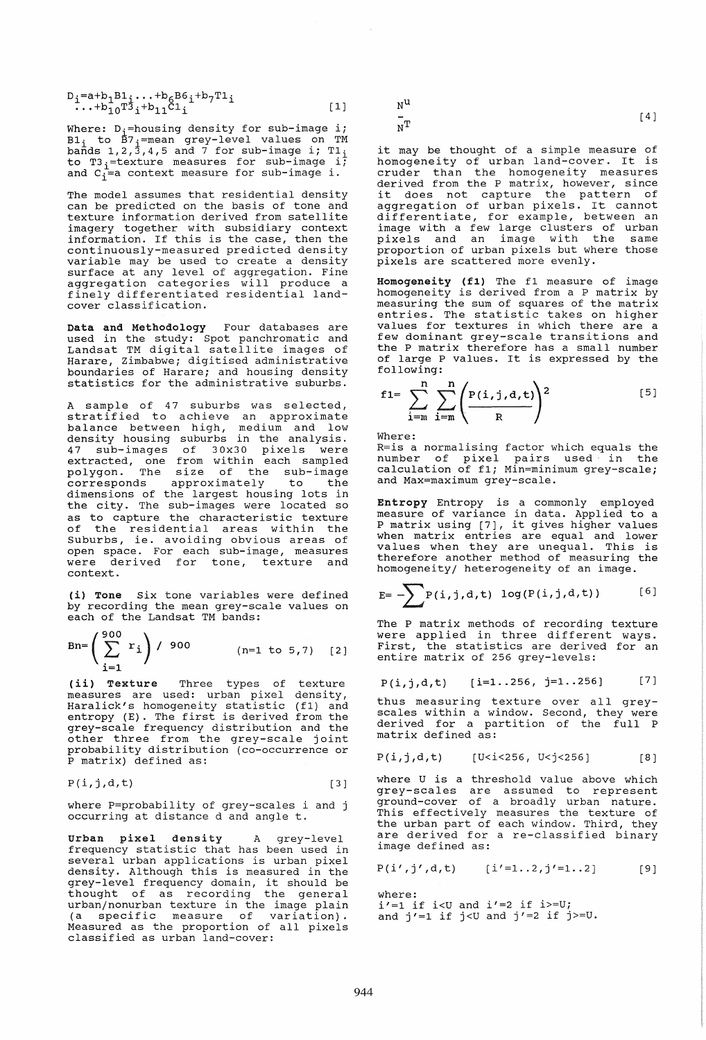$$D_i = a + b_1 B1_i \ldots + b_6 B6_i + b_7 T1_i \ldots + b_{10} T3_i + b_{11} C1_i \qquad [1]$$

Where: $D_i$=housing density for sub-image i; $B1_i$ to $B7_i$=mean grey-level values on TM bands 1,2,3,4,5 and 7 for sub-image i; $T1_i$ to $T3_i$=texture measures for sub-image i; and $C_i$=a context measure for sub-image i.

The model assumes that residential density can be predicted on the basis of tone and texture information derived from satellite imagery together with subsidiary context information. If this is the case, then the continuously-measured predicted density variable may be used to create a density surface at any level of aggregation. Fine aggregation categories will produce a finely differentiated residential land-cover classification.

**Data and Methodology** Four databases are used in the study: Spot panchromatic and Landsat TM digital satellite images of Harare, Zimbabwe; digitised administrative boundaries of Harare; and housing density statistics for the administrative suburbs.

A sample of 47 suburbs was selected, stratified to achieve an approximate balance between high, medium and low density housing suburbs in the analysis. 47 sub-images of 30x30 pixels were extracted, one from within each sampled polygon. The size of the sub-image corresponds approximately to the dimensions of the largest housing lots in the city. The sub-images were located so as to capture the characteristic texture of the residential areas within the Suburbs, ie. avoiding obvious areas of open space. For each sub-image, measures were derived for tone, texture and context.

**(i) Tone** Six tone variables were defined by recording the mean grey-scale values on each of the Landsat TM bands:

$$Bn = \left( \sum_{i=1}^{900} r_i \right) / 900 \qquad (n=1 \text{ to } 5,7) \qquad [2]$$

**(ii) Texture** Three types of texture measures are used: urban pixel density, Haralick's homogeneity statistic (f1) and entropy (E). The first is derived from the grey-scale frequency distribution and the other three from the grey-scale joint probability distribution (co-occurrence or P matrix) defined as:

$$P(i,j,d,t) \qquad [3]$$

where P=probability of grey-scales i and j occurring at distance d and angle t.

**Urban pixel density** A grey-level frequency statistic that has been used in several urban applications is urban pixel density. Although this is measured in the grey-level frequency domain, it should be thought of as recording the general urban/nonurban texture in the image plain (a specific measure of variation). Measured as the proportion of all pixels classified as urban land-cover:

$$\frac{N^U}{N^T} \qquad [4]$$

it may be thought of a simple measure of homogeneity of urban land-cover. It is cruder than the homogeneity measures derived from the P matrix, however, since it does not capture the pattern of aggregation of urban pixels. It cannot differentiate, for example, between an image with a few large clusters of urban pixels and an image with the same proportion of urban pixels but where those pixels are scattered more evenly.

**Homogeneity (f1)** The f1 measure of image homogeneity is derived from a P matrix by measuring the sum of squares of the matrix entries. The statistic takes on higher values for textures in which there are a few dominant grey-scale transitions and the P matrix therefore has a small number of large P values. It is expressed by the following:

$$f1 = \sum_{i=m}^{n} \sum_{i=m}^{n} \left( \frac{P(i,j,d,t)}{R} \right)^2 \qquad [5]$$

Where:
R=is a normalising factor which equals the number of pixel pairs used in the calculation of f1; Min=minimum grey-scale; and Max=maximum grey-scale.

**Entropy** Entropy is a commonly employed measure of variance in data. Applied to a P matrix using [7], it gives higher values when matrix entries are equal and lower values when they are unequal. This is therefore another method of measuring the homogeneity/ heterogeneity of an image.

$$E = -\sum P(i,j,d,t) \log(P(i,j,d,t)) \qquad [6]$$

The P matrix methods of recording texture were applied in three different ways. First, the statistics are derived for an entire matrix of 256 grey-levels:

$$P(i,j,d,t) \quad [i=1..256,\ j=1..256] \qquad [7]$$

thus measuring texture over all grey-scales within a window. Second, they were derived for a partition of the full P matrix defined as:

$$P(i,j,d,t) \quad [U<i<256,\ U<j<256] \qquad [8]$$

where U is a threshold value above which grey-scales are assumed to represent ground-cover of a broadly urban nature. This effectively measures the texture of the urban part of each window. Third, they are derived for a re-classified binary image defined as:

$$P(i',j',d,t) \quad [i'=1..2, j'=1..2] \qquad [9]$$

where:
$i'=1$ if $i<U$ and $i'=2$ if $i>=U$;
and $j'=1$ if $j<U$ and $j'=2$ if $j>=U$.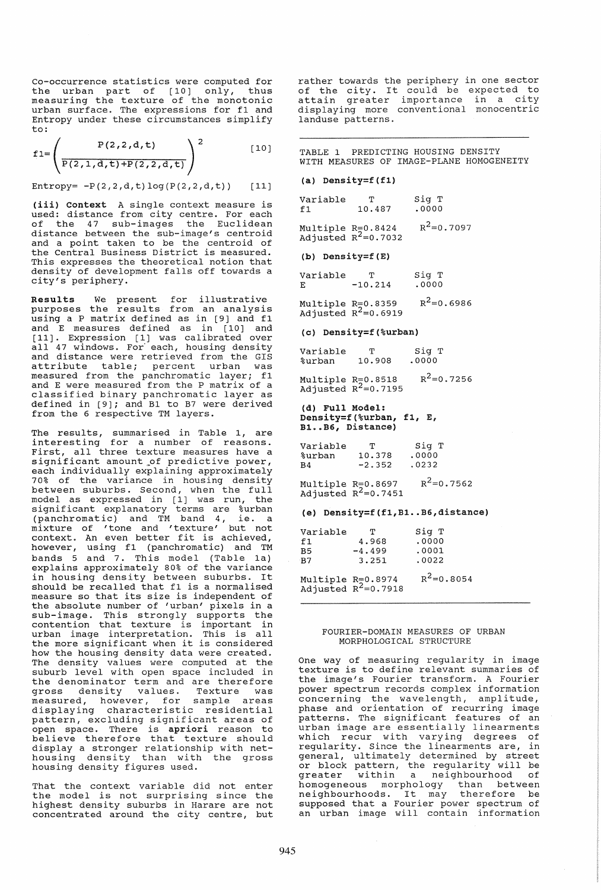Co-occurrence statistics were computed for the urban part of [10] only, thus measuring the texture of the monotonic urban surface. The expressions for f1 and Entropy under these circumstances simplify to:

$$f1=\left(\frac{P(2,2,d,t)}{P(2,1,d,t)+P(2,2,d,t)}\right)^2 \quad [10]$$

$$\text{Entropy}= -P(2,2,d,t)\log(P(2,2,d,t)) \quad [11]$$

**(iii) Context** A single context measure is used: distance from city centre. For each of the 47 sub-images the Euclidean distance between the sub-image's centroid and a point taken to be the centroid of the Central Business District is measured. This expresses the theoretical notion that density of development falls off towards a city's periphery.

**Results** We present for illustrative purposes the results from an analysis using a P matrix defined as in [9] and f1 and E measures defined as in [10] and [11]. Expression [1] was calibrated over all 47 windows. For each, housing density and distance were retrieved from the GIS attribute table; percent urban was measured from the panchromatic layer; f1 and E were measured from the P matrix of a classified binary panchromatic layer as defined in [9]; and B1 to B7 were derived from the 6 respective TM layers.

The results, summarised in Table 1, are interesting for a number of reasons. First, all three texture measures have a significant amount of predictive power, each individually explaining approximately 70% of the variance in housing density between suburbs. Second, when the full model as expressed in [1] was run, the significant explanatory terms are %urban (panchromatic) and TM band 4, ie. a mixture of 'tone and 'texture' but not context. An even better fit is achieved, however, using f1 (panchromatic) and TM bands 5 and 7. This model (Table 1a) explains approximately 80% of the variance in housing density between suburbs. It should be recalled that f1 is a normalised measure so that its size is independent of the absolute number of 'urban' pixels in a sub-image. This strongly supports the contention that texture is important in urban image interpretation. This is all the more significant when it is considered how the housing density data were created. The density values were computed at the suburb level with open space included in the denominator term and are therefore gross density values. Texture was measured, however, for sample areas displaying characteristic residential pattern, excluding significant areas of open space. There is **apriori** reason to believe therefore that texture should display a stronger relationship with net-housing density than with the gross housing density figures used.

That the context variable did not enter the model is not surprising since the highest density suburbs in Harare are not concentrated around the city centre, but rather towards the periphery in one sector of the city. It could be expected to attain greater importance in a city displaying more conventional monocentric landuse patterns.

TABLE 1 PREDICTING HOUSING DENSITY WITH MEASURES OF IMAGE-PLANE HOMOGENEITY

**(a) Density=f(f1)**

| Variable | T | Sig T |
|---|---|---|
| f1 | 10.487 | .0000 |

Multiple R=0.8424 $R^2$=0.7097
Adjusted $R^2$=0.7032

**(b) Density=f(E)**

| Variable | T | Sig T |
|---|---|---|
| E | -10.214 | .0000 |

Multiple R=0.8359 $R^2$=0.6986
Adjusted $R^2$=0.6919

**(c) Density=f(%urban)**

| Variable | T | Sig T |
|---|---|---|
| %urban | 10.908 | .0000 |

Multiple R=0.8518 $R^2$=0.7256
Adjusted $R^2$=0.7195

**(d) Full Model: Density=f(%urban, f1, E, B1..B6, Distance)**

| Variable | T | Sig T |
|---|---|---|
| %urban | 10.378 | .0000 |
| B4 | -2.352 | .0232 |

Multiple R=0.8697 $R^2$=0.7562
Adjusted $R^2$=0.7451

**(e) Density=f(f1,B1..B6,distance)**

| Variable | T | Sig T |
|---|---|---|
| f1 | 4.968 | .0000 |
| B5 | -4.499 | .0001 |
| B7 | 3.251 | .0022 |

Multiple R=0.8974 $R^2$=0.8054
Adjusted $R^2$=0.7918

## FOURIER-DOMAIN MEASURES OF URBAN MORPHOLOGICAL STRUCTURE

One way of measuring regularity in image texture is to define relevant summaries of the image's Fourier transform. A Fourier power spectrum records complex information concerning the wavelength, amplitude, phase and orientation of recurring image patterns. The significant features of an urban image are essentially linearments which recur with varying degrees of regularity. Since the linearments are, in general, ultimately determined by street or block pattern, the regularity will be greater within a neighbourhood of homogeneous morphology than between neighbourhoods. It may therefore be supposed that a Fourier power spectrum of an urban image will contain information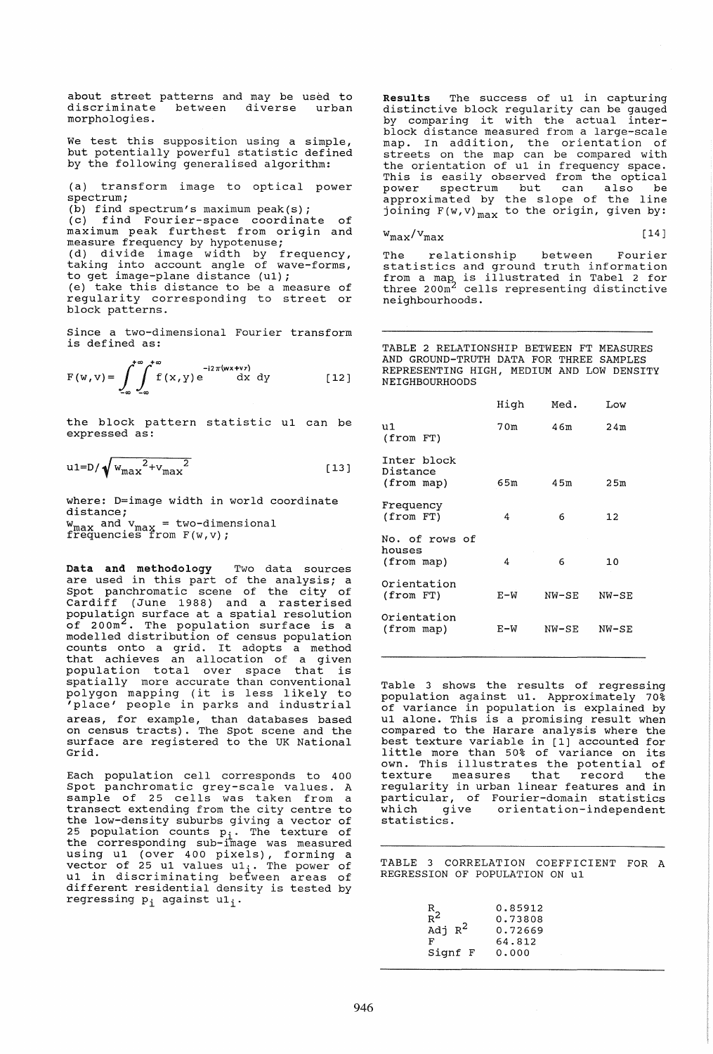about street patterns and may be used to discriminate between diverse urban morphologies.

We test this supposition using a simple, but potentially powerful statistic defined by the following generalised algorithm:

(a) transform image to optical power spectrum;
(b) find spectrum's maximum peak(s);
(c) find Fourier-space coordinate of maximum peak furthest from origin and measure frequency by hypotenuse;
(d) divide image width by frequency, taking into account angle of wave-forms, to get image-plane distance (u1);
(e) take this distance to be a measure of regularity corresponding to street or block patterns.

Since a two-dimensional Fourier transform is defined as:

$$F(w,v) = \int_{-\infty}^{+\infty}\int_{-\infty}^{+\infty} f(x,y)\, e^{-i2\pi(wx+vy)}\, dx\, dy \qquad [12]$$

the block pattern statistic u1 can be expressed as:

$$u1 = D/\sqrt{w_{max}^2 + v_{max}^2} \qquad [13]$$

where: D=image width in world coordinate distance;
$w_{max}$ and $v_{max}$ = two-dimensional frequencies from F(w,v);

**Data and methodology** Two data sources are used in this part of the analysis; a Spot panchromatic scene of the city of Cardiff (June 1988) and a rasterised population surface at a spatial resolution of 200m$^2$. The population surface is a modelled distribution of census population counts onto a grid. It adopts a method that achieves an allocation of a given population total over space that is spatially more accurate than conventional polygon mapping (it is less likely to 'place' people in parks and industrial areas, for example, than databases based on census tracts). The Spot scene and the surface are registered to the UK National Grid.

Each population cell corresponds to 400 Spot panchromatic grey-scale values. A sample of 25 cells was taken from a transect extending from the city centre to the low-density suburbs giving a vector of 25 population counts $p_i$. The texture of the corresponding sub-image was measured using u1 (over 400 pixels), forming a vector of 25 u1 values $u1_i$. The power of u1 in discriminating between areas of different residential density is tested by regressing $p_i$ against $u1_i$.

**Results** The success of u1 in capturing distinctive block regularity can be gauged by comparing it with the actual inter-block distance measured from a large-scale map. In addition, the orientation of streets on the map can be compared with the orientation of u1 in frequency space. This is easily observed from the optical power spectrum but can also be approximated by the slope of the line joining $F(w,v)_{max}$ to the origin, given by:

$$w_{max}/v_{max} \qquad [14]$$

The relationship between Fourier statistics and ground truth information from a map is illustrated in Tabel 2 for three 200m$^2$ cells representing distinctive neighbourhoods.

TABLE 2 RELATIONSHIP BETWEEN FT MEASURES AND GROUND-TRUTH DATA FOR THREE SAMPLES REPRESENTING HIGH, MEDIUM AND LOW DENSITY NEIGHBOURHOODS

| | High | Med. | Low |
|---|---|---|---|
| u1 (from FT) | 70m | 46m | 24m |
| Inter block Distance (from map) | 65m | 45m | 25m |
| Frequency (from FT) | 4 | 6 | 12 |
| No. of rows of houses (from map) | 4 | 6 | 10 |
| Orientation (from FT) | E-W | NW-SE | NW-SE |
| Orientation (from map) | E-W | NW-SE | NW-SE |

Table 3 shows the results of regressing population against u1. Approximately 70% of variance in population is explained by u1 alone. This is a promising result when compared to the Harare analysis where the best texture variable in [1] accounted for little more than 50% of variance on its own. This illustrates the potential of texture measures that record the regularity in urban linear features and in particular, of Fourier-domain statistics which give orientation-independent statistics.

TABLE 3 CORRELATION COEFFICIENT FOR A REGRESSION OF POPULATION ON u1

| | |
|---|---|
| R | 0.85912 |
| $R^2$ | 0.73808 |
| Adj $R^2$ | 0.72669 |
| F | 64.812 |
| Signf F | 0.000 |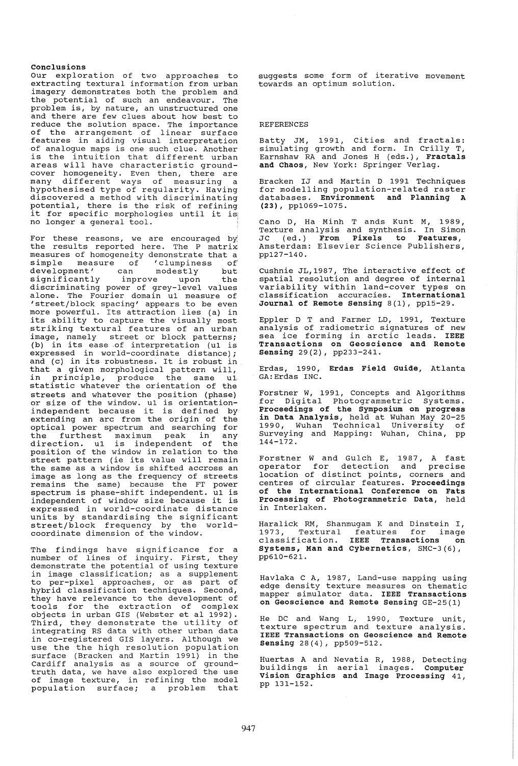## Conclusions

Our exploration of two approaches to extracting textural information from urban imagery demonstrates both the problem and the potential of such an endeavour. The problem is, by nature, an unstructured one and there are few clues about how best to reduce the solution space. The importance of the arrangement of linear surface features in aiding visual interpretation of analogue maps is one such clue. Another is the intuition that different urban areas will have characteristic ground-cover homogeneity. Even then, there are many different ways of measuring a hypothesised type of regularity. Having discovered a method with discriminating potential, there is the risk of refining it for specific morphologies until it is no longer a general tool.

For these reasons, we are encouraged by the results reported here. The P matrix measures of homogeneity demonstrate that a simple measure of 'clumpiness of development' can modestly but significantly improve upon the discriminating power of grey-level values alone. The Fourier domain u1 measure of 'street/block spacing' appears to be even more powerful. Its attraction lies (a) in its ability to capture the visually most striking textural features of an urban image, namely street or block patterns; (b) in its ease of interpretation (u1 is expressed in world-coordinate distance); and (c) in its robustness. It is robust in that a given morphological pattern will, in principle, produce the same u1 statistic whatever the orientation of the streets and whatever the position (phase) or size of the window. u1 is orientation-independent because it is defined by extending an arc from the origin of the optical power spectrum and searching for the furthest maximum peak in any direction. u1 is independent of the position of the window in relation to the street pattern (ie its value will remain the same as a window is shifted accross an image as long as the frequency of streets remains the same) because the FT power spectrum is phase-shift independent. u1 is independent of window size because it is expressed in world-coordinate distance units by standardising the significant street/block frequency by the world-coordinate dimension of the window.

The findings have significance for a number of lines of inquiry. First, they demonstrate the potential of using texture in image classification; as a supplement to per-pixel approaches, or as part of hybrid classification techniques. Second, they have relevance to the development of tools for the extraction of complex objects in urban GIS (Webster et al 1992). Third, they demonstrate the utility of integrating RS data with other urban data in co-registered GIS layers. Although we use the the high resolution population surface (Bracken and Martin 1991) in the Cardiff analysis as a source of ground-truth data, we have also explored the use of image texture, in refining the model population surface; a problem that suggests some form of iterative movement towards an optimum solution.

## REFERENCES

Batty JM, 1991, Cities and fractals: simulating growth and form. In Crilly T, Earnshaw RA and Jones H (eds.), **Fractals and Chaos**, New York: Springer Verlag.

Bracken IJ and Martin D 1991 Techniques for modelling population-related raster databases. **Environment and Planning A (23)**, pp1069-1075.

Cano D, Ha Minh T ands Kunt M, 1989, Texture analysis and synthesis. In Simon JC (ed.) **From Pixels to Features**, Amsterdam: Elsevier Science Publishers, pp127-140.

Cushnie JL,1987, The interactive effect of spatial resolution and degree of internal variability within land-cover types on classification accuracies. **International Journal of Remote Sensing** 8(1), pp15-29.

Eppler D T and Farmer LD, 1991, Texture analysis of radiometric signatures of new sea ice forming in arctic leads. **IEEE Transactions on Geoscience and Remote Sensing** 29(2), pp233-241.

Erdas, 1990, **Erdas Field Guide**, Atlanta GA:Erdas INC.

Forstner W, 1991, Concepts and Algorithms for Digital Photogrammetric Systems. **Proceedings of the Symposium on progress in Data Analysis**, held at Wuhan May 20-25 1990, Wuhan Technical University of Surveying and Mapping: Wuhan, China, pp 144-172.

Forstner W and Gulch E, 1987, A fast operator for detection and precise location of distinct points, corners and centres of circular features. **Proceedings of the International Conference on Fats Processing of Photogrammetric Data**, held in Interlaken.

Haralick RM, Shanmugam K and Dinstein I, 1973, Textural features for image classification. **IEEE Transactions on Systems, Man and Cybernetics**, SMC-3(6), pp610-621.

Havlaka C A, 1987, Land-use mapping using edge density texture measures on thematic mapper simulator data. **IEEE Transactions on Geoscience and Remote Sensing** GE-25(1)

He DC and Wang L, 1990, Texture unit, texture spectrum and texture analysis. **IEEE Transactions on Geoscience and Remote Sensing** 28(4), pp509-512.

Huertas A and Nevatia R, 1988, Detecting buildings in aerial images. **Computer Vision Graphics and Image Processing** 41, pp 131-152.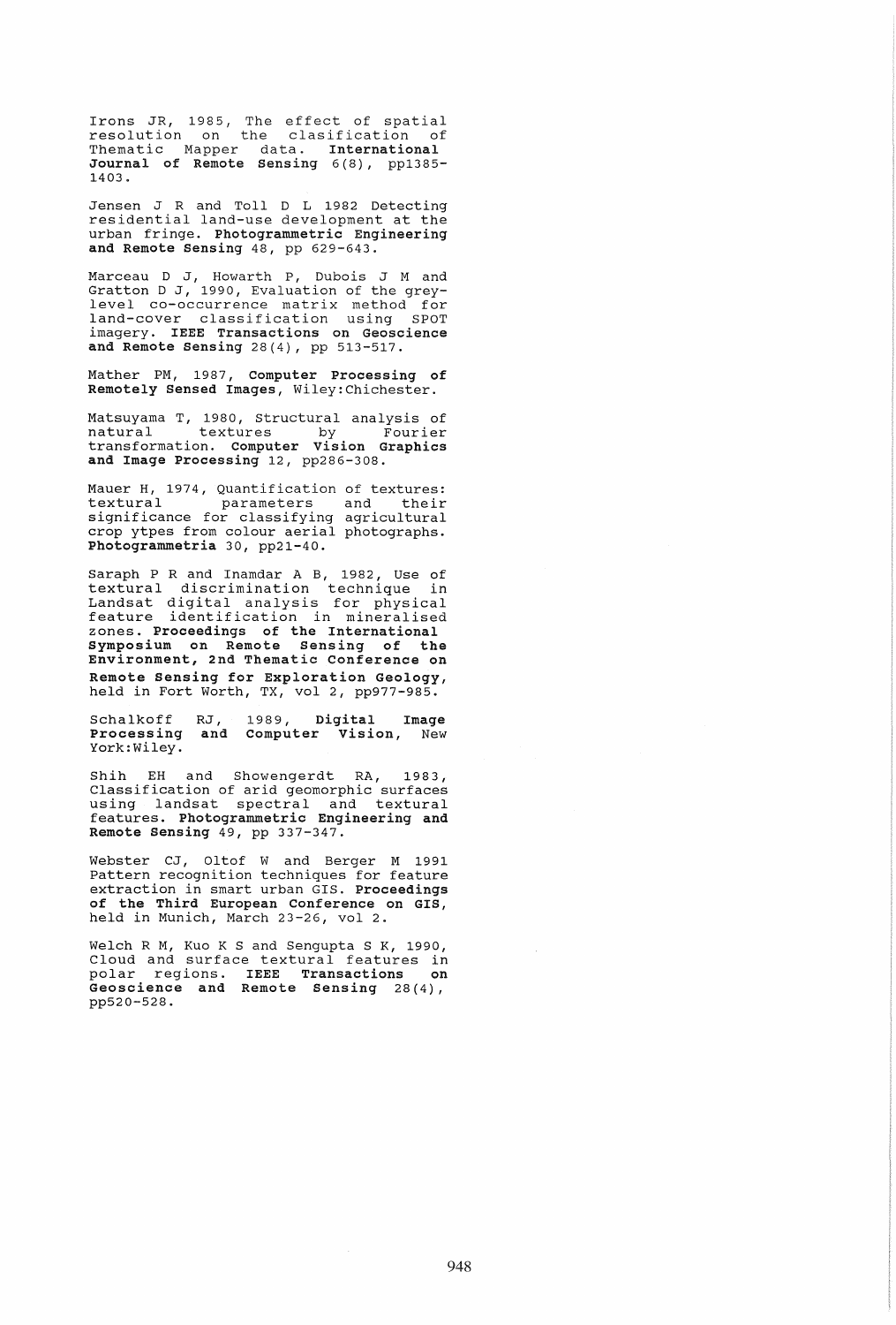Irons JR, 1985, The effect of spatial resolution on the clasification of Thematic Mapper data. **International Journal of Remote Sensing** 6(8), pp1385-1403.

Jensen J R and Toll D L 1982 Detecting residential land-use development at the urban fringe. **Photogrammetric Engineering and Remote Sensing** 48, pp 629-643.

Marceau D J, Howarth P, Dubois J M and Gratton D J, 1990, Evaluation of the grey-level co-occurrence matrix method for land-cover classification using SPOT imagery. **IEEE Transactions on Geoscience and Remote Sensing** 28(4), pp 513-517.

Mather PM, 1987, **Computer Processing of Remotely Sensed Images**, Wiley:Chichester.

Matsuyama T, 1980, Structural analysis of natural textures by Fourier transformation. **Computer Vision Graphics and Image Processing** 12, pp286-308.

Mauer H, 1974, Quantification of textures: textural parameters and their significance for classifying agricultural crop ytpes from colour aerial photographs. **Photogrammetria** 30, pp21-40.

Saraph P R and Inamdar A B, 1982, Use of textural discrimination technique in Landsat digital analysis for physical feature identification in mineralised zones. **Proceedings of the International Symposium on Remote Sensing of the Environment, 2nd Thematic Conference on Remote Sensing for Exploration Geology**, held in Fort Worth, TX, vol 2, pp977-985.

Schalkoff RJ, 1989, **Digital Image Processing and Computer Vision**, New York:Wiley.

Shih EH and Showengerdt RA, 1983, Classification of arid geomorphic surfaces using landsat spectral and textural features. **Photogrammetric Engineering and Remote Sensing** 49, pp 337-347.

Webster CJ, Oltof W and Berger M 1991 Pattern recognition techniques for feature extraction in smart urban GIS. **Proceedings of the Third European Conference on GIS**, held in Munich, March 23-26, vol 2.

Welch R M, Kuo K S and Sengupta S K, 1990, Cloud and surface textural features in polar regions. **IEEE Transactions on Geoscience and Remote Sensing** 28(4), pp520-528.